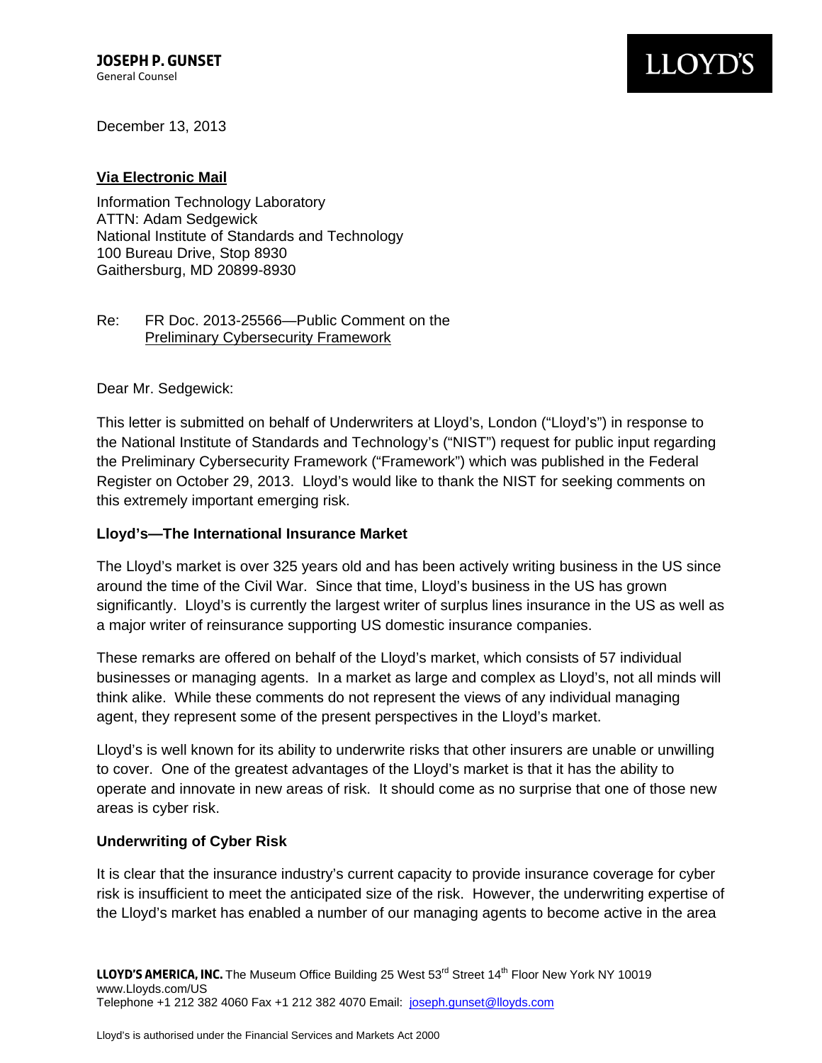**JOSEPH P. GUNSET**
General Counsel

LLOYD'S

December 13, 2013

**Via Electronic Mail**

Information Technology Laboratory
ATTN: Adam Sedgewick
National Institute of Standards and Technology
100 Bureau Drive, Stop 8930
Gaithersburg, MD 20899-8930

Re: FR Doc. 2013-25566—Public Comment on the
Preliminary Cybersecurity Framework

Dear Mr. Sedgewick:

This letter is submitted on behalf of Underwriters at Lloyd's, London ("Lloyd's") in response to the National Institute of Standards and Technology's ("NIST") request for public input regarding the Preliminary Cybersecurity Framework ("Framework") which was published in the Federal Register on October 29, 2013. Lloyd's would like to thank the NIST for seeking comments on this extremely important emerging risk.

**Lloyd's—The International Insurance Market**

The Lloyd's market is over 325 years old and has been actively writing business in the US since around the time of the Civil War. Since that time, Lloyd's business in the US has grown significantly. Lloyd's is currently the largest writer of surplus lines insurance in the US as well as a major writer of reinsurance supporting US domestic insurance companies.

These remarks are offered on behalf of the Lloyd's market, which consists of 57 individual businesses or managing agents. In a market as large and complex as Lloyd's, not all minds will think alike. While these comments do not represent the views of any individual managing agent, they represent some of the present perspectives in the Lloyd's market.

Lloyd's is well known for its ability to underwrite risks that other insurers are unable or unwilling to cover. One of the greatest advantages of the Lloyd's market is that it has the ability to operate and innovate in new areas of risk. It should come as no surprise that one of those new areas is cyber risk.

**Underwriting of Cyber Risk**

It is clear that the insurance industry's current capacity to provide insurance coverage for cyber risk is insufficient to meet the anticipated size of the risk. However, the underwriting expertise of the Lloyd's market has enabled a number of our managing agents to become active in the area

**LLOYD'S AMERICA, INC.** The Museum Office Building 25 West 53rd Street 14th Floor New York NY 10019
www.Lloyds.com/US
Telephone +1 212 382 4060 Fax +1 212 382 4070 Email: joseph.gunset@lloyds.com

Lloyd's is authorised under the Financial Services and Markets Act 2000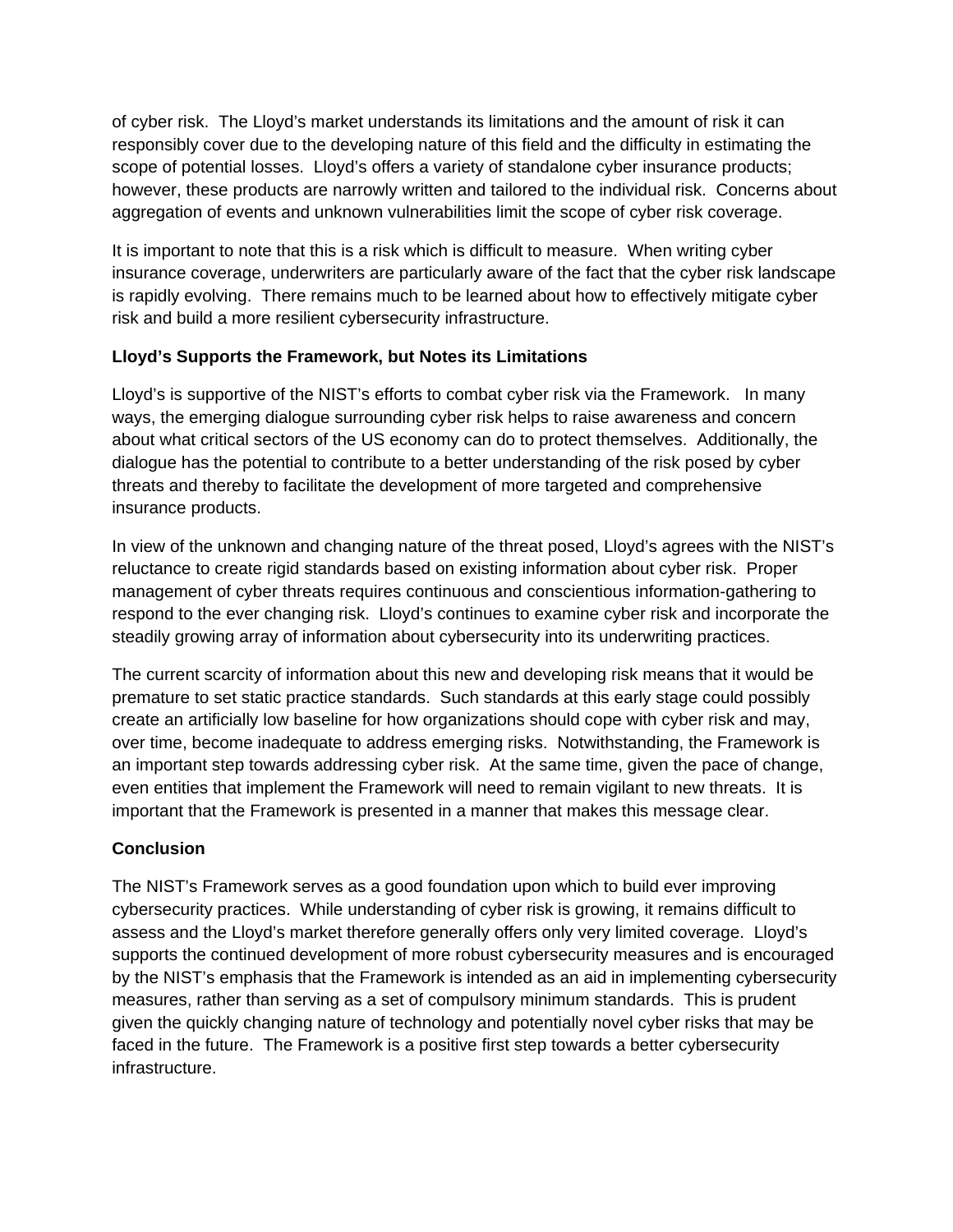of cyber risk. The Lloyd's market understands its limitations and the amount of risk it can responsibly cover due to the developing nature of this field and the difficulty in estimating the scope of potential losses. Lloyd's offers a variety of standalone cyber insurance products; however, these products are narrowly written and tailored to the individual risk. Concerns about aggregation of events and unknown vulnerabilities limit the scope of cyber risk coverage.

It is important to note that this is a risk which is difficult to measure. When writing cyber insurance coverage, underwriters are particularly aware of the fact that the cyber risk landscape is rapidly evolving. There remains much to be learned about how to effectively mitigate cyber risk and build a more resilient cybersecurity infrastructure.

**Lloyd's Supports the Framework, but Notes its Limitations**

Lloyd's is supportive of the NIST's efforts to combat cyber risk via the Framework. In many ways, the emerging dialogue surrounding cyber risk helps to raise awareness and concern about what critical sectors of the US economy can do to protect themselves. Additionally, the dialogue has the potential to contribute to a better understanding of the risk posed by cyber threats and thereby to facilitate the development of more targeted and comprehensive insurance products.

In view of the unknown and changing nature of the threat posed, Lloyd's agrees with the NIST's reluctance to create rigid standards based on existing information about cyber risk. Proper management of cyber threats requires continuous and conscientious information-gathering to respond to the ever changing risk. Lloyd's continues to examine cyber risk and incorporate the steadily growing array of information about cybersecurity into its underwriting practices.

The current scarcity of information about this new and developing risk means that it would be premature to set static practice standards. Such standards at this early stage could possibly create an artificially low baseline for how organizations should cope with cyber risk and may, over time, become inadequate to address emerging risks. Notwithstanding, the Framework is an important step towards addressing cyber risk. At the same time, given the pace of change, even entities that implement the Framework will need to remain vigilant to new threats. It is important that the Framework is presented in a manner that makes this message clear.

**Conclusion**

The NIST's Framework serves as a good foundation upon which to build ever improving cybersecurity practices. While understanding of cyber risk is growing, it remains difficult to assess and the Lloyd's market therefore generally offers only very limited coverage. Lloyd's supports the continued development of more robust cybersecurity measures and is encouraged by the NIST's emphasis that the Framework is intended as an aid in implementing cybersecurity measures, rather than serving as a set of compulsory minimum standards. This is prudent given the quickly changing nature of technology and potentially novel cyber risks that may be faced in the future. The Framework is a positive first step towards a better cybersecurity infrastructure.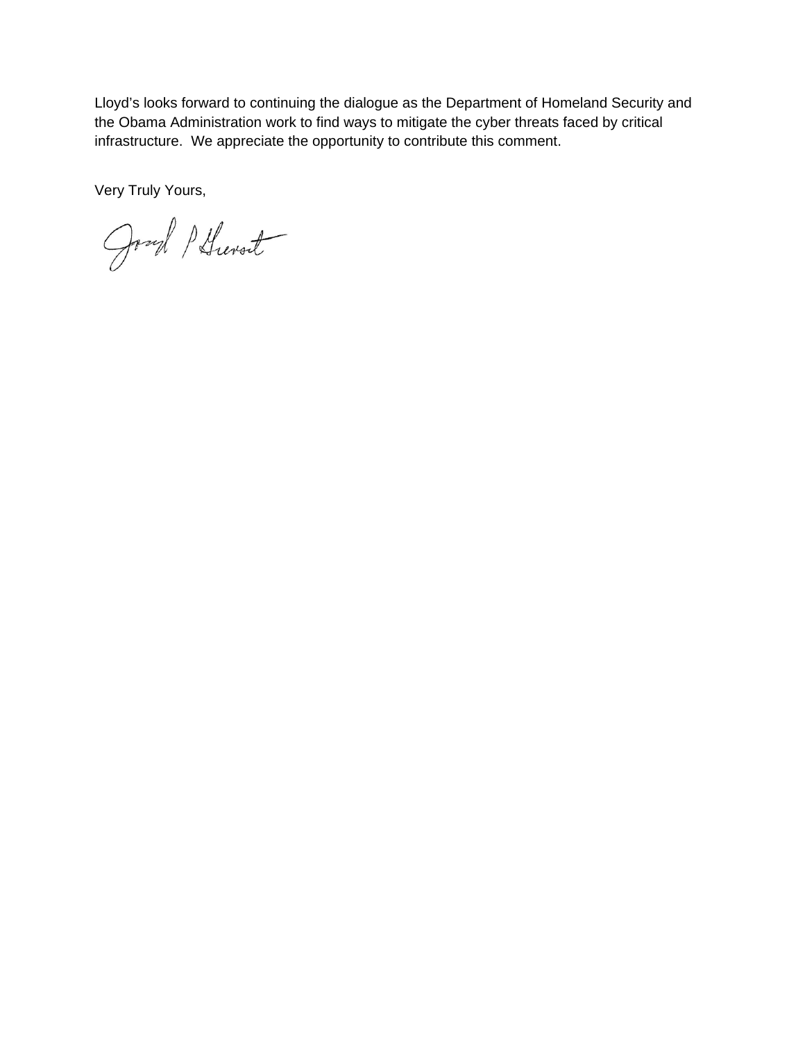Lloyd's looks forward to continuing the dialogue as the Department of Homeland Security and the Obama Administration work to find ways to mitigate the cyber threats faced by critical infrastructure. We appreciate the opportunity to contribute this comment.

Very Truly Yours,